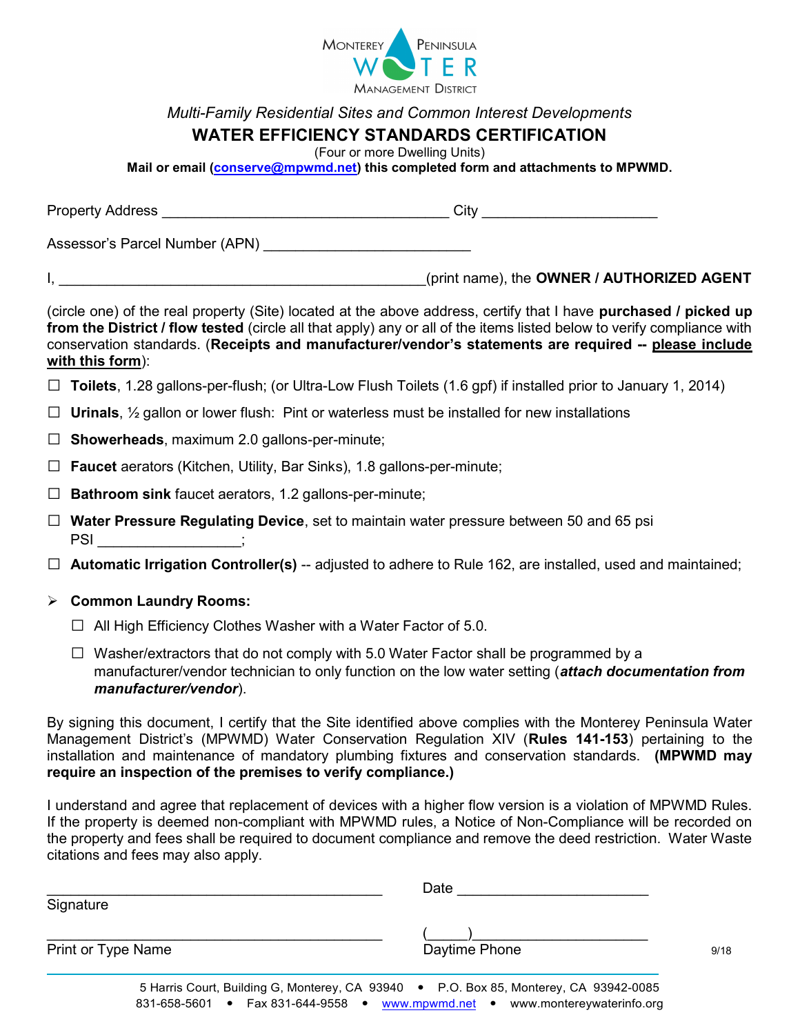MONTEREY PENINSULA WATER MANAGEMENT DISTRICT

*Multi-Family Residential Sites and Common Interest Developments*

# WATER EFFICIENCY STANDARDS CERTIFICATION

(Four or more Dwelling Units)

**Mail or email (conserve@mpwmd.net) this completed form and attachments to MPWMD.**

Property Address ____________________________________ City _____________________

Assessor's Parcel Number (APN) __________________________

I, ______________________________________________(print name), the **OWNER / AUTHORIZED AGENT**

(circle one) of the real property (Site) located at the above address, certify that I have **purchased / picked up from the District / flow tested** (circle all that apply) any or all of the items listed below to verify compliance with conservation standards. (**Receipts and manufacturer/vendor's statements are required -- please include with this form**):

- ☐ **Toilets**, 1.28 gallons-per-flush; (or Ultra-Low Flush Toilets (1.6 gpf) if installed prior to January 1, 2014)
- ☐ **Urinals**, ½ gallon or lower flush: Pint or waterless must be installed for new installations
- ☐ **Showerheads**, maximum 2.0 gallons-per-minute;
- ☐ **Faucet** aerators (Kitchen, Utility, Bar Sinks), 1.8 gallons-per-minute;
- ☐ **Bathroom sink** faucet aerators, 1.2 gallons-per-minute;
- ☐ **Water Pressure Regulating Device**, set to maintain water pressure between 50 and 65 psi
  PSI __________________;
- ☐ **Automatic Irrigation Controller(s)** -- adjusted to adhere to Rule 162, are installed, used and maintained;

➢ **Common Laundry Rooms:**

- ☐ All High Efficiency Clothes Washer with a Water Factor of 5.0.
- ☐ Washer/extractors that do not comply with 5.0 Water Factor shall be programmed by a manufacturer/vendor technician to only function on the low water setting (***attach documentation from manufacturer/vendor***).

By signing this document, I certify that the Site identified above complies with the Monterey Peninsula Water Management District's (MPWMD) Water Conservation Regulation XIV (**Rules 141-153**) pertaining to the installation and maintenance of mandatory plumbing fixtures and conservation standards. **(MPWMD may require an inspection of the premises to verify compliance.)**

I understand and agree that replacement of devices with a higher flow version is a violation of MPWMD Rules. If the property is deemed non-compliant with MPWMD rules, a Notice of Non-Compliance will be recorded on the property and fees shall be required to document compliance and remove the deed restriction. Water Waste citations and fees may also apply.

_________________________________________ Date _______________________

Signature

_________________________________________ (_____)_____________________

Print or Type Name Daytime Phone

9/18

5 Harris Court, Building G, Monterey, CA 93940 • P.O. Box 85, Monterey, CA 93942-0085
831-658-5601 • Fax 831-644-9558 • www.mpwmd.net • www.montereywaterinfo.org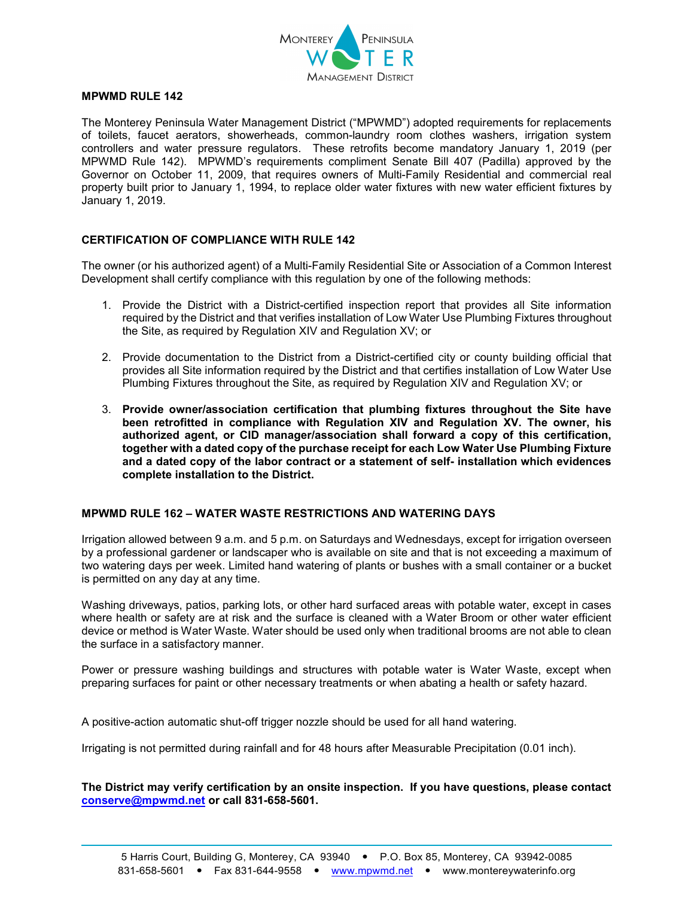MONTEREY PENINSULA WATER MANAGEMENT DISTRICT

**MPWMD RULE 142**

The Monterey Peninsula Water Management District ("MPWMD") adopted requirements for replacements of toilets, faucet aerators, showerheads, common-laundry room clothes washers, irrigation system controllers and water pressure regulators. These retrofits become mandatory January 1, 2019 (per MPWMD Rule 142). MPWMD's requirements compliment Senate Bill 407 (Padilla) approved by the Governor on October 11, 2009, that requires owners of Multi-Family Residential and commercial real property built prior to January 1, 1994, to replace older water fixtures with new water efficient fixtures by January 1, 2019.

**CERTIFICATION OF COMPLIANCE WITH RULE 142**

The owner (or his authorized agent) of a Multi-Family Residential Site or Association of a Common Interest Development shall certify compliance with this regulation by one of the following methods:

1. Provide the District with a District-certified inspection report that provides all Site information required by the District and that verifies installation of Low Water Use Plumbing Fixtures throughout the Site, as required by Regulation XIV and Regulation XV; or

2. Provide documentation to the District from a District-certified city or county building official that provides all Site information required by the District and that certifies installation of Low Water Use Plumbing Fixtures throughout the Site, as required by Regulation XIV and Regulation XV; or

3. **Provide owner/association certification that plumbing fixtures throughout the Site have been retrofitted in compliance with Regulation XIV and Regulation XV. The owner, his authorized agent, or CID manager/association shall forward a copy of this certification, together with a dated copy of the purchase receipt for each Low Water Use Plumbing Fixture and a dated copy of the labor contract or a statement of self- installation which evidences complete installation to the District.**

**MPWMD RULE 162 – WATER WASTE RESTRICTIONS AND WATERING DAYS**

Irrigation allowed between 9 a.m. and 5 p.m. on Saturdays and Wednesdays, except for irrigation overseen by a professional gardener or landscaper who is available on site and that is not exceeding a maximum of two watering days per week. Limited hand watering of plants or bushes with a small container or a bucket is permitted on any day at any time.

Washing driveways, patios, parking lots, or other hard surfaced areas with potable water, except in cases where health or safety are at risk and the surface is cleaned with a Water Broom or other water efficient device or method is Water Waste. Water should be used only when traditional brooms are not able to clean the surface in a satisfactory manner.

Power or pressure washing buildings and structures with potable water is Water Waste, except when preparing surfaces for paint or other necessary treatments or when abating a health or safety hazard.

A positive-action automatic shut-off trigger nozzle should be used for all hand watering.

Irrigating is not permitted during rainfall and for 48 hours after Measurable Precipitation (0.01 inch).

**The District may verify certification by an onsite inspection. If you have questions, please contact conserve@mpwmd.net or call 831-658-5601.**

5 Harris Court, Building G, Monterey, CA 93940 • P.O. Box 85, Monterey, CA 93942-0085
831-658-5601 • Fax 831-644-9558 • www.mpwmd.net • www.montereywaterinfo.org